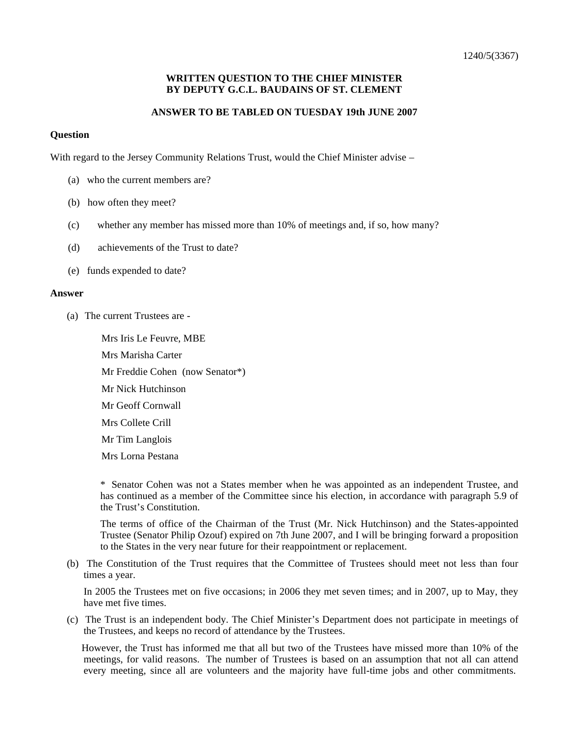1240/5(3367)

**WRITTEN QUESTION TO THE CHIEF MINISTER BY DEPUTY G.C.L. BAUDAINS OF ST. CLEMENT**

**ANSWER TO BE TABLED ON TUESDAY 19th JUNE 2007**

**Question**

With regard to the Jersey Community Relations Trust, would the Chief Minister advise –

(a) who the current members are?

(b) how often they meet?

(c) whether any member has missed more than 10% of meetings and, if so, how many?

(d) achievements of the Trust to date?

(e) funds expended to date?

**Answer**

(a) The current Trustees are -

Mrs Iris Le Feuvre, MBE

Mrs Marisha Carter

Mr Freddie Cohen (now Senator*)

Mr Nick Hutchinson

Mr Geoff Cornwall

Mrs Collete Crill

Mr Tim Langlois

Mrs Lorna Pestana

* Senator Cohen was not a States member when he was appointed as an independent Trustee, and has continued as a member of the Committee since his election, in accordance with paragraph 5.9 of the Trust's Constitution.

The terms of office of the Chairman of the Trust (Mr. Nick Hutchinson) and the States-appointed Trustee (Senator Philip Ozouf) expired on 7th June 2007, and I will be bringing forward a proposition to the States in the very near future for their reappointment or replacement.

(b) The Constitution of the Trust requires that the Committee of Trustees should meet not less than four times a year.

In 2005 the Trustees met on five occasions; in 2006 they met seven times; and in 2007, up to May, they have met five times.

(c) The Trust is an independent body. The Chief Minister's Department does not participate in meetings of the Trustees, and keeps no record of attendance by the Trustees.

However, the Trust has informed me that all but two of the Trustees have missed more than 10% of the meetings, for valid reasons. The number of Trustees is based on an assumption that not all can attend every meeting, since all are volunteers and the majority have full-time jobs and other commitments.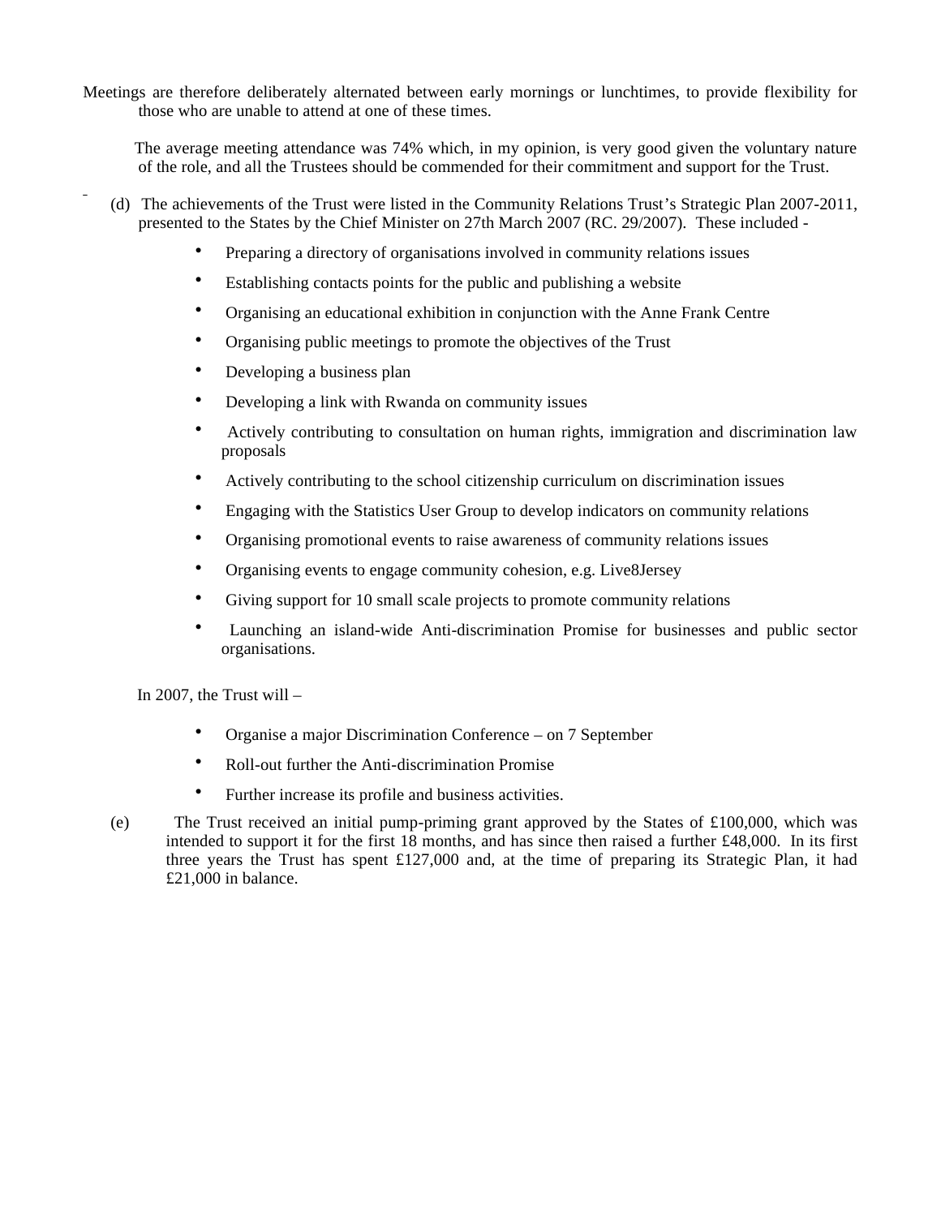Meetings are therefore deliberately alternated between early mornings or lunchtimes, to provide flexibility for those who are unable to attend at one of these times.

The average meeting attendance was 74% which, in my opinion, is very good given the voluntary nature of the role, and all the Trustees should be commended for their commitment and support for the Trust.

(d) The achievements of the Trust were listed in the Community Relations Trust's Strategic Plan 2007-2011, presented to the States by the Chief Minister on 27th March 2007 (RC. 29/2007). These included -

- Preparing a directory of organisations involved in community relations issues
- Establishing contacts points for the public and publishing a website
- Organising an educational exhibition in conjunction with the Anne Frank Centre
- Organising public meetings to promote the objectives of the Trust
- Developing a business plan
- Developing a link with Rwanda on community issues
- Actively contributing to consultation on human rights, immigration and discrimination law proposals
- Actively contributing to the school citizenship curriculum on discrimination issues
- Engaging with the Statistics User Group to develop indicators on community relations
- Organising promotional events to raise awareness of community relations issues
- Organising events to engage community cohesion, e.g. Live8Jersey
- Giving support for 10 small scale projects to promote community relations
- Launching an island-wide Anti-discrimination Promise for businesses and public sector organisations.

In 2007, the Trust will –

- Organise a major Discrimination Conference – on 7 September
- Roll-out further the Anti-discrimination Promise
- Further increase its profile and business activities.

(e) The Trust received an initial pump-priming grant approved by the States of £100,000, which was intended to support it for the first 18 months, and has since then raised a further £48,000. In its first three years the Trust has spent £127,000 and, at the time of preparing its Strategic Plan, it had £21,000 in balance.